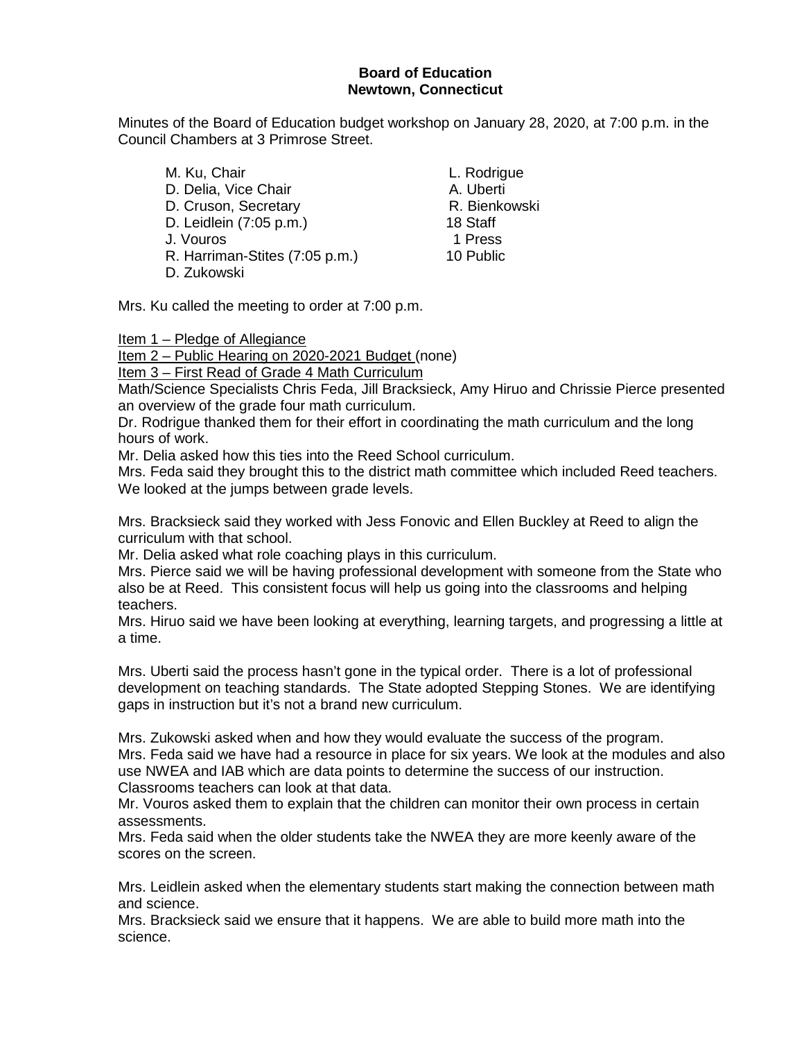**Board of Education**
**Newtown, Connecticut**

Minutes of the Board of Education budget workshop on January 28, 2020, at 7:00 p.m. in the Council Chambers at 3 Primrose Street.

| | |
|---|---|
| M. Ku, Chair | L. Rodrigue |
| D. Delia, Vice Chair | A. Uberti |
| D. Cruson, Secretary | R. Bienkowski |
| D. Leidlein (7:05 p.m.) | 18 Staff |
| J. Vouros | 1 Press |
| R. Harriman-Stites (7:05 p.m.) | 10 Public |
| D. Zukowski | |

Mrs. Ku called the meeting to order at 7:00 p.m.

Item 1 – Pledge of Allegiance
Item 2 – Public Hearing on 2020-2021 Budget (none)
Item 3 – First Read of Grade 4 Math Curriculum
Math/Science Specialists Chris Feda, Jill Bracksieck, Amy Hiruo and Chrissie Pierce presented an overview of the grade four math curriculum.
Dr. Rodrigue thanked them for their effort in coordinating the math curriculum and the long hours of work.
Mr. Delia asked how this ties into the Reed School curriculum.
Mrs. Feda said they brought this to the district math committee which included Reed teachers. We looked at the jumps between grade levels.

Mrs. Bracksieck said they worked with Jess Fonovic and Ellen Buckley at Reed to align the curriculum with that school.
Mr. Delia asked what role coaching plays in this curriculum.
Mrs. Pierce said we will be having professional development with someone from the State who also be at Reed. This consistent focus will help us going into the classrooms and helping teachers.
Mrs. Hiruo said we have been looking at everything, learning targets, and progressing a little at a time.

Mrs. Uberti said the process hasn't gone in the typical order. There is a lot of professional development on teaching standards. The State adopted Stepping Stones. We are identifying gaps in instruction but it's not a brand new curriculum.

Mrs. Zukowski asked when and how they would evaluate the success of the program.
Mrs. Feda said we have had a resource in place for six years. We look at the modules and also use NWEA and IAB which are data points to determine the success of our instruction. Classrooms teachers can look at that data.
Mr. Vouros asked them to explain that the children can monitor their own process in certain assessments.
Mrs. Feda said when the older students take the NWEA they are more keenly aware of the scores on the screen.

Mrs. Leidlein asked when the elementary students start making the connection between math and science.
Mrs. Bracksieck said we ensure that it happens. We are able to build more math into the science.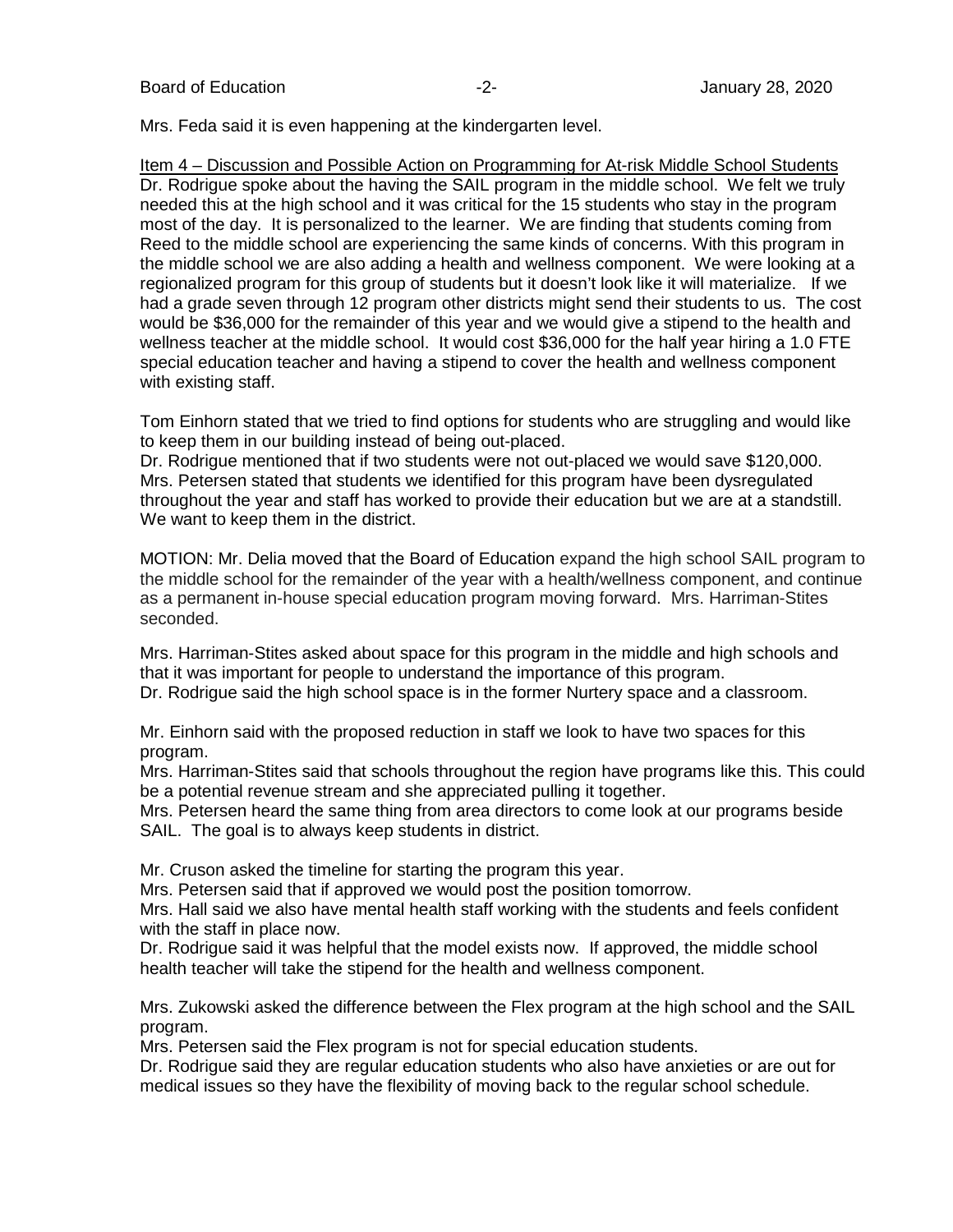Mrs. Feda said it is even happening at the kindergarten level.

Item 4 – Discussion and Possible Action on Programming for At-risk Middle School Students

Dr. Rodrigue spoke about the having the SAIL program in the middle school. We felt we truly needed this at the high school and it was critical for the 15 students who stay in the program most of the day. It is personalized to the learner. We are finding that students coming from Reed to the middle school are experiencing the same kinds of concerns. With this program in the middle school we are also adding a health and wellness component. We were looking at a regionalized program for this group of students but it doesn't look like it will materialize. If we had a grade seven through 12 program other districts might send their students to us. The cost would be $36,000 for the remainder of this year and we would give a stipend to the health and wellness teacher at the middle school. It would cost $36,000 for the half year hiring a 1.0 FTE special education teacher and having a stipend to cover the health and wellness component with existing staff.

Tom Einhorn stated that we tried to find options for students who are struggling and would like to keep them in our building instead of being out-placed.
Dr. Rodrigue mentioned that if two students were not out-placed we would save $120,000.
Mrs. Petersen stated that students we identified for this program have been dysregulated throughout the year and staff has worked to provide their education but we are at a standstill. We want to keep them in the district.

MOTION: Mr. Delia moved that the Board of Education expand the high school SAIL program to the middle school for the remainder of the year with a health/wellness component, and continue as a permanent in-house special education program moving forward. Mrs. Harriman-Stites seconded.

Mrs. Harriman-Stites asked about space for this program in the middle and high schools and that it was important for people to understand the importance of this program.
Dr. Rodrigue said the high school space is in the former Nurtery space and a classroom.

Mr. Einhorn said with the proposed reduction in staff we look to have two spaces for this program.
Mrs. Harriman-Stites said that schools throughout the region have programs like this. This could be a potential revenue stream and she appreciated pulling it together.
Mrs. Petersen heard the same thing from area directors to come look at our programs beside SAIL. The goal is to always keep students in district.

Mr. Cruson asked the timeline for starting the program this year.
Mrs. Petersen said that if approved we would post the position tomorrow.
Mrs. Hall said we also have mental health staff working with the students and feels confident with the staff in place now.
Dr. Rodrigue said it was helpful that the model exists now. If approved, the middle school health teacher will take the stipend for the health and wellness component.

Mrs. Zukowski asked the difference between the Flex program at the high school and the SAIL program.
Mrs. Petersen said the Flex program is not for special education students.
Dr. Rodrigue said they are regular education students who also have anxieties or are out for medical issues so they have the flexibility of moving back to the regular school schedule.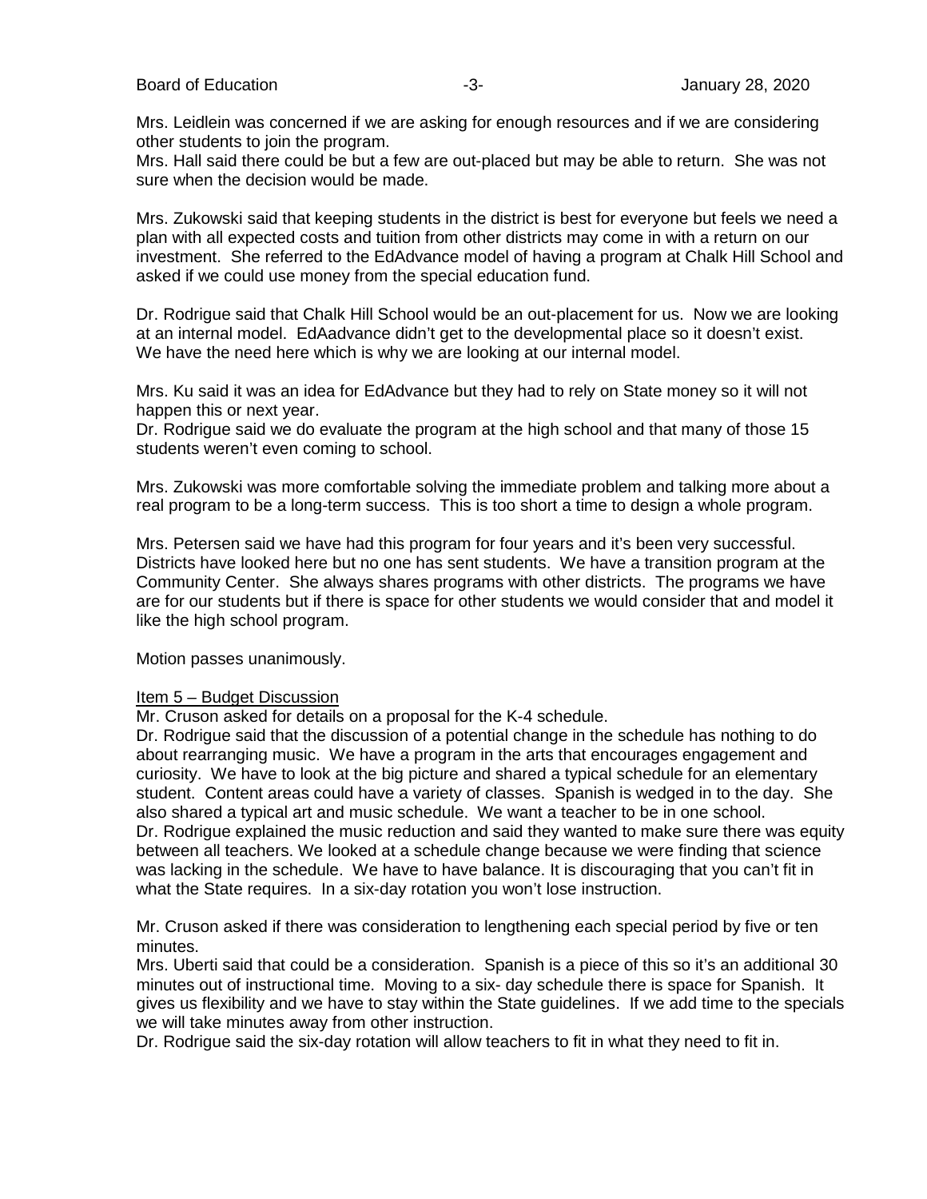Mrs. Leidlein was concerned if we are asking for enough resources and if we are considering other students to join the program.
Mrs. Hall said there could be but a few are out-placed but may be able to return. She was not sure when the decision would be made.

Mrs. Zukowski said that keeping students in the district is best for everyone but feels we need a plan with all expected costs and tuition from other districts may come in with a return on our investment. She referred to the EdAdvance model of having a program at Chalk Hill School and asked if we could use money from the special education fund.

Dr. Rodrigue said that Chalk Hill School would be an out-placement for us. Now we are looking at an internal model. EdAadvance didn't get to the developmental place so it doesn't exist. We have the need here which is why we are looking at our internal model.

Mrs. Ku said it was an idea for EdAdvance but they had to rely on State money so it will not happen this or next year.
Dr. Rodrigue said we do evaluate the program at the high school and that many of those 15 students weren't even coming to school.

Mrs. Zukowski was more comfortable solving the immediate problem and talking more about a real program to be a long-term success. This is too short a time to design a whole program.

Mrs. Petersen said we have had this program for four years and it's been very successful. Districts have looked here but no one has sent students. We have a transition program at the Community Center. She always shares programs with other districts. The programs we have are for our students but if there is space for other students we would consider that and model it like the high school program.

Motion passes unanimously.

Item 5 – Budget Discussion

Mr. Cruson asked for details on a proposal for the K-4 schedule.
Dr. Rodrigue said that the discussion of a potential change in the schedule has nothing to do about rearranging music. We have a program in the arts that encourages engagement and curiosity. We have to look at the big picture and shared a typical schedule for an elementary student. Content areas could have a variety of classes. Spanish is wedged in to the day. She also shared a typical art and music schedule. We want a teacher to be in one school.
Dr. Rodrigue explained the music reduction and said they wanted to make sure there was equity between all teachers. We looked at a schedule change because we were finding that science was lacking in the schedule. We have to have balance. It is discouraging that you can't fit in what the State requires. In a six-day rotation you won't lose instruction.

Mr. Cruson asked if there was consideration to lengthening each special period by five or ten minutes.
Mrs. Uberti said that could be a consideration. Spanish is a piece of this so it's an additional 30 minutes out of instructional time. Moving to a six- day schedule there is space for Spanish. It gives us flexibility and we have to stay within the State guidelines. If we add time to the specials we will take minutes away from other instruction.
Dr. Rodrigue said the six-day rotation will allow teachers to fit in what they need to fit in.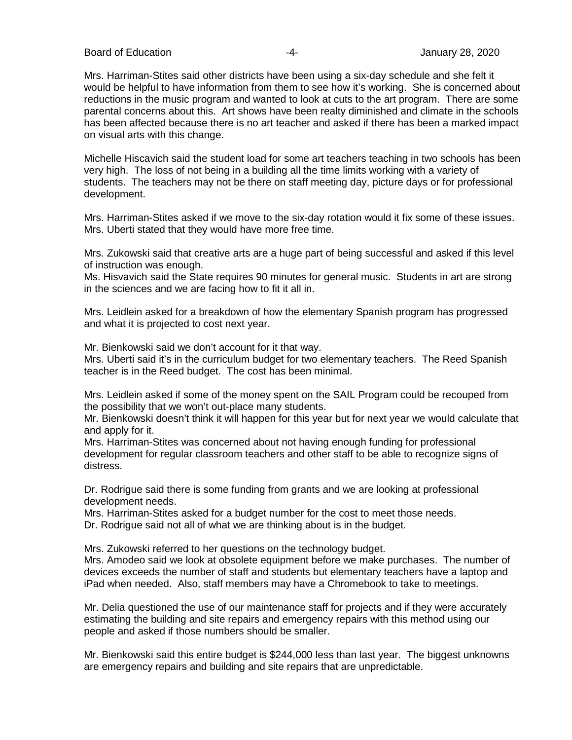Mrs. Harriman-Stites said other districts have been using a six-day schedule and she felt it would be helpful to have information from them to see how it's working. She is concerned about reductions in the music program and wanted to look at cuts to the art program. There are some parental concerns about this. Art shows have been realty diminished and climate in the schools has been affected because there is no art teacher and asked if there has been a marked impact on visual arts with this change.

Michelle Hiscavich said the student load for some art teachers teaching in two schools has been very high. The loss of not being in a building all the time limits working with a variety of students. The teachers may not be there on staff meeting day, picture days or for professional development.

Mrs. Harriman-Stites asked if we move to the six-day rotation would it fix some of these issues. Mrs. Uberti stated that they would have more free time.

Mrs. Zukowski said that creative arts are a huge part of being successful and asked if this level of instruction was enough.
Ms. Hisvavich said the State requires 90 minutes for general music. Students in art are strong in the sciences and we are facing how to fit it all in.

Mrs. Leidlein asked for a breakdown of how the elementary Spanish program has progressed and what it is projected to cost next year.

Mr. Bienkowski said we don't account for it that way.
Mrs. Uberti said it's in the curriculum budget for two elementary teachers. The Reed Spanish teacher is in the Reed budget. The cost has been minimal.

Mrs. Leidlein asked if some of the money spent on the SAIL Program could be recouped from the possibility that we won't out-place many students.
Mr. Bienkowski doesn't think it will happen for this year but for next year we would calculate that and apply for it.
Mrs. Harriman-Stites was concerned about not having enough funding for professional development for regular classroom teachers and other staff to be able to recognize signs of distress.

Dr. Rodrigue said there is some funding from grants and we are looking at professional development needs.
Mrs. Harriman-Stites asked for a budget number for the cost to meet those needs.
Dr. Rodrigue said not all of what we are thinking about is in the budget.

Mrs. Zukowski referred to her questions on the technology budget.
Mrs. Amodeo said we look at obsolete equipment before we make purchases. The number of devices exceeds the number of staff and students but elementary teachers have a laptop and iPad when needed. Also, staff members may have a Chromebook to take to meetings.

Mr. Delia questioned the use of our maintenance staff for projects and if they were accurately estimating the building and site repairs and emergency repairs with this method using our people and asked if those numbers should be smaller.

Mr. Bienkowski said this entire budget is $244,000 less than last year. The biggest unknowns are emergency repairs and building and site repairs that are unpredictable.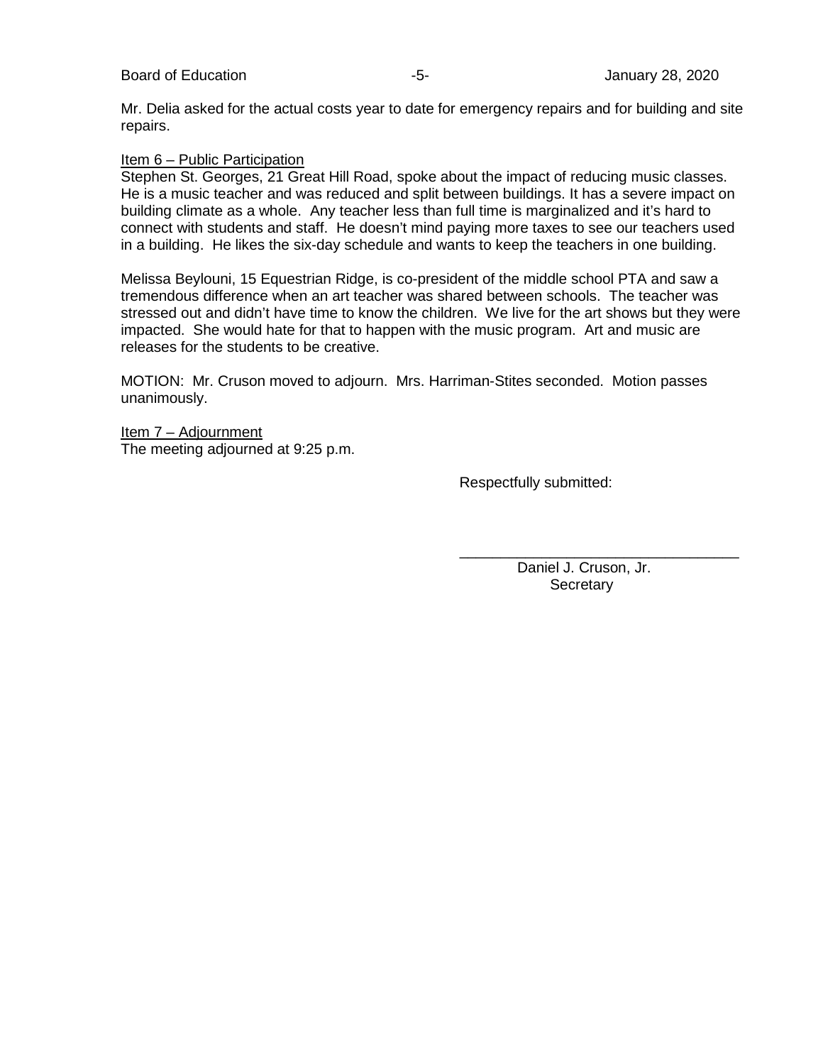Mr. Delia asked for the actual costs year to date for emergency repairs and for building and site repairs.

Item 6 – Public Participation

Stephen St. Georges, 21 Great Hill Road, spoke about the impact of reducing music classes. He is a music teacher and was reduced and split between buildings. It has a severe impact on building climate as a whole. Any teacher less than full time is marginalized and it's hard to connect with students and staff. He doesn't mind paying more taxes to see our teachers used in a building. He likes the six-day schedule and wants to keep the teachers in one building.

Melissa Beylouni, 15 Equestrian Ridge, is co-president of the middle school PTA and saw a tremendous difference when an art teacher was shared between schools. The teacher was stressed out and didn't have time to know the children. We live for the art shows but they were impacted. She would hate for that to happen with the music program. Art and music are releases for the students to be creative.

MOTION: Mr. Cruson moved to adjourn. Mrs. Harriman-Stites seconded. Motion passes unanimously.

Item 7 – Adjournment

The meeting adjourned at 9:25 p.m.

Respectfully submitted:

\_\_\_\_\_\_\_\_\_\_\_\_\_\_\_\_\_\_\_\_\_\_\_\_\_\_\_\_\_\_\_\_\_\_

Daniel J. Cruson, Jr.

Secretary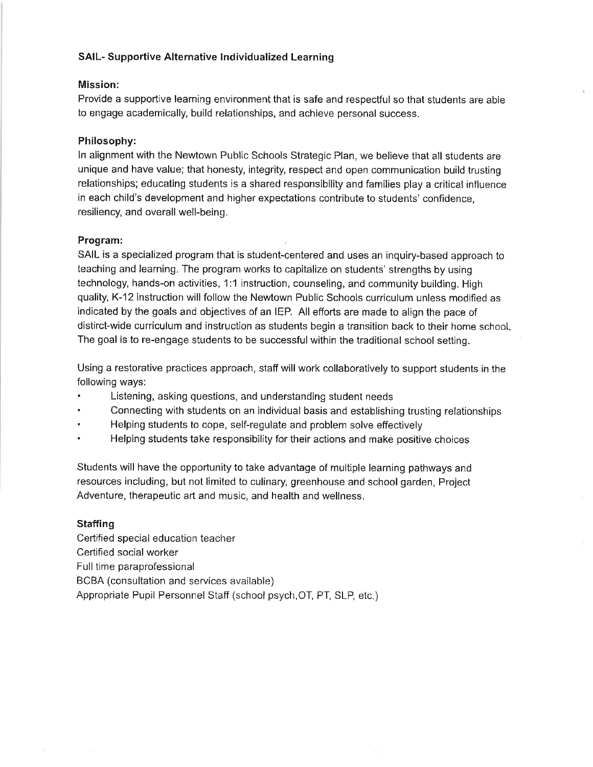## SAIL- Supportive Alternative Individualized Learning

**Mission:**

Provide a supportive learning environment that is safe and respectful so that students are able to engage academically, build relationships, and achieve personal success.

**Philosophy:**

In alignment with the Newtown Public Schools Strategic Plan, we believe that all students are unique and have value; that honesty, integrity, respect and open communication build trusting relationships; educating students is a shared responsibility and families play a critical influence in each child's development and higher expectations contribute to students' confidence, resiliency, and overall well-being.

**Program:**

SAIL is a specialized program that is student-centered and uses an inquiry-based approach to teaching and learning. The program works to capitalize on students' strengths by using technology, hands-on activities, 1:1 instruction, counseling, and community building. High quality, K-12 instruction will follow the Newtown Public Schools curriculum unless modified as indicated by the goals and objectives of an IEP. All efforts are made to align the pace of distirct-wide curriculum and instruction as students begin a transition back to their home school. The goal is to re-engage students to be successful within the traditional school setting.

Using a restorative practices approach, staff will work collaboratively to support students in the following ways:

- Listening, asking questions, and understanding student needs
- Connecting with students on an individual basis and establishing trusting relationships
- Helping students to cope, self-regulate and problem solve effectively
- Helping students take responsibility for their actions and make positive choices

Students will have the opportunity to take advantage of multiple learning pathways and resources including, but not limited to culinary, greenhouse and school garden, Project Adventure, therapeutic art and music, and health and wellness.

**Staffing**

Certified special education teacher
Certified social worker
Full time paraprofessional
BCBA (consultation and services available)
Appropriate Pupil Personnel Staff (school psych,OT, PT, SLP, etc.)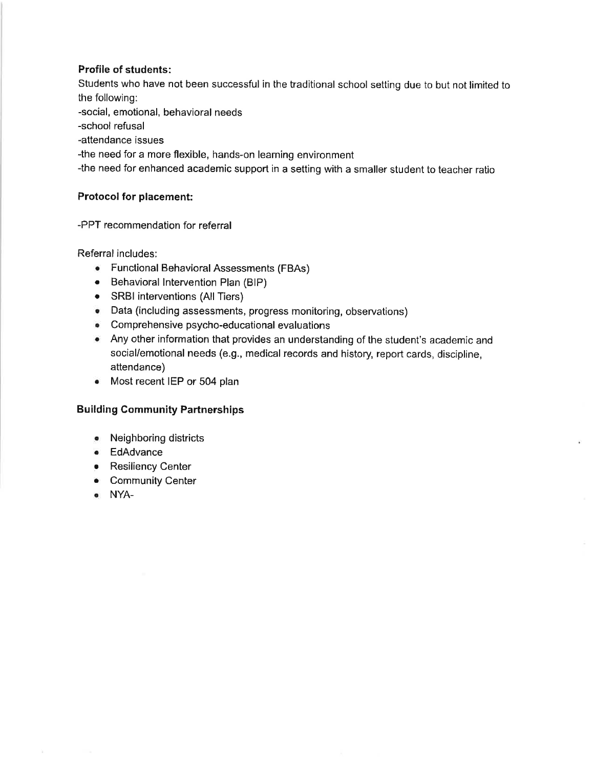**Profile of students:**

Students who have not been successful in the traditional school setting due to but not limited to the following:

-social, emotional, behavioral needs

-school refusal

-attendance issues

-the need for a more flexible, hands-on learning environment

-the need for enhanced academic support in a setting with a smaller student to teacher ratio

**Protocol for placement:**

-PPT recommendation for referral

Referral includes:

- Functional Behavioral Assessments (FBAs)
- Behavioral Intervention Plan (BIP)
- SRBI interventions (All Tiers)
- Data (including assessments, progress monitoring, observations)
- Comprehensive psycho-educational evaluations
- Any other information that provides an understanding of the student's academic and social/emotional needs (e.g., medical records and history, report cards, discipline, attendance)
- Most recent IEP or 504 plan

**Building Community Partnerships**

- Neighboring districts
- EdAdvance
- Resiliency Center
- Community Center
- NYA-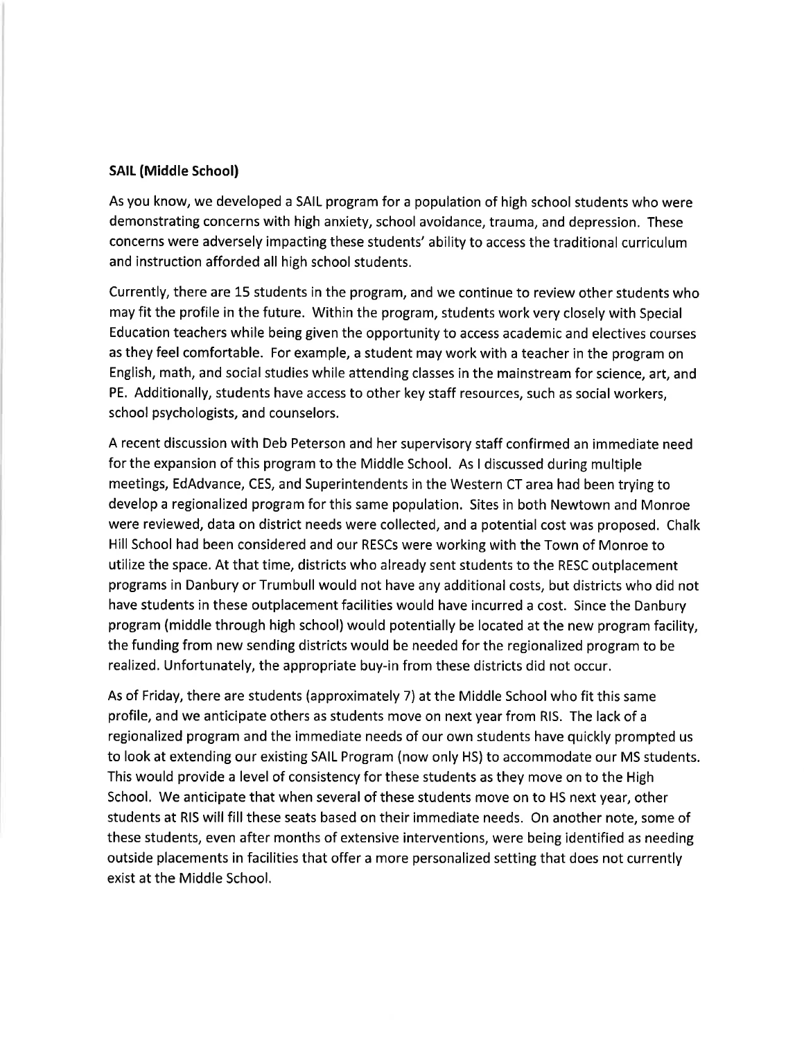**SAIL (Middle School)**

As you know, we developed a SAIL program for a population of high school students who were demonstrating concerns with high anxiety, school avoidance, trauma, and depression. These concerns were adversely impacting these students' ability to access the traditional curriculum and instruction afforded all high school students.

Currently, there are 15 students in the program, and we continue to review other students who may fit the profile in the future. Within the program, students work very closely with Special Education teachers while being given the opportunity to access academic and electives courses as they feel comfortable. For example, a student may work with a teacher in the program on English, math, and social studies while attending classes in the mainstream for science, art, and PE. Additionally, students have access to other key staff resources, such as social workers, school psychologists, and counselors.

A recent discussion with Deb Peterson and her supervisory staff confirmed an immediate need for the expansion of this program to the Middle School. As I discussed during multiple meetings, EdAdvance, CES, and Superintendents in the Western CT area had been trying to develop a regionalized program for this same population. Sites in both Newtown and Monroe were reviewed, data on district needs were collected, and a potential cost was proposed. Chalk Hill School had been considered and our RESCs were working with the Town of Monroe to utilize the space. At that time, districts who already sent students to the RESC outplacement programs in Danbury or Trumbull would not have any additional costs, but districts who did not have students in these outplacement facilities would have incurred a cost. Since the Danbury program (middle through high school) would potentially be located at the new program facility, the funding from new sending districts would be needed for the regionalized program to be realized. Unfortunately, the appropriate buy-in from these districts did not occur.

As of Friday, there are students (approximately 7) at the Middle School who fit this same profile, and we anticipate others as students move on next year from RIS. The lack of a regionalized program and the immediate needs of our own students have quickly prompted us to look at extending our existing SAIL Program (now only HS) to accommodate our MS students. This would provide a level of consistency for these students as they move on to the High School. We anticipate that when several of these students move on to HS next year, other students at RIS will fill these seats based on their immediate needs. On another note, some of these students, even after months of extensive interventions, were being identified as needing outside placements in facilities that offer a more personalized setting that does not currently exist at the Middle School.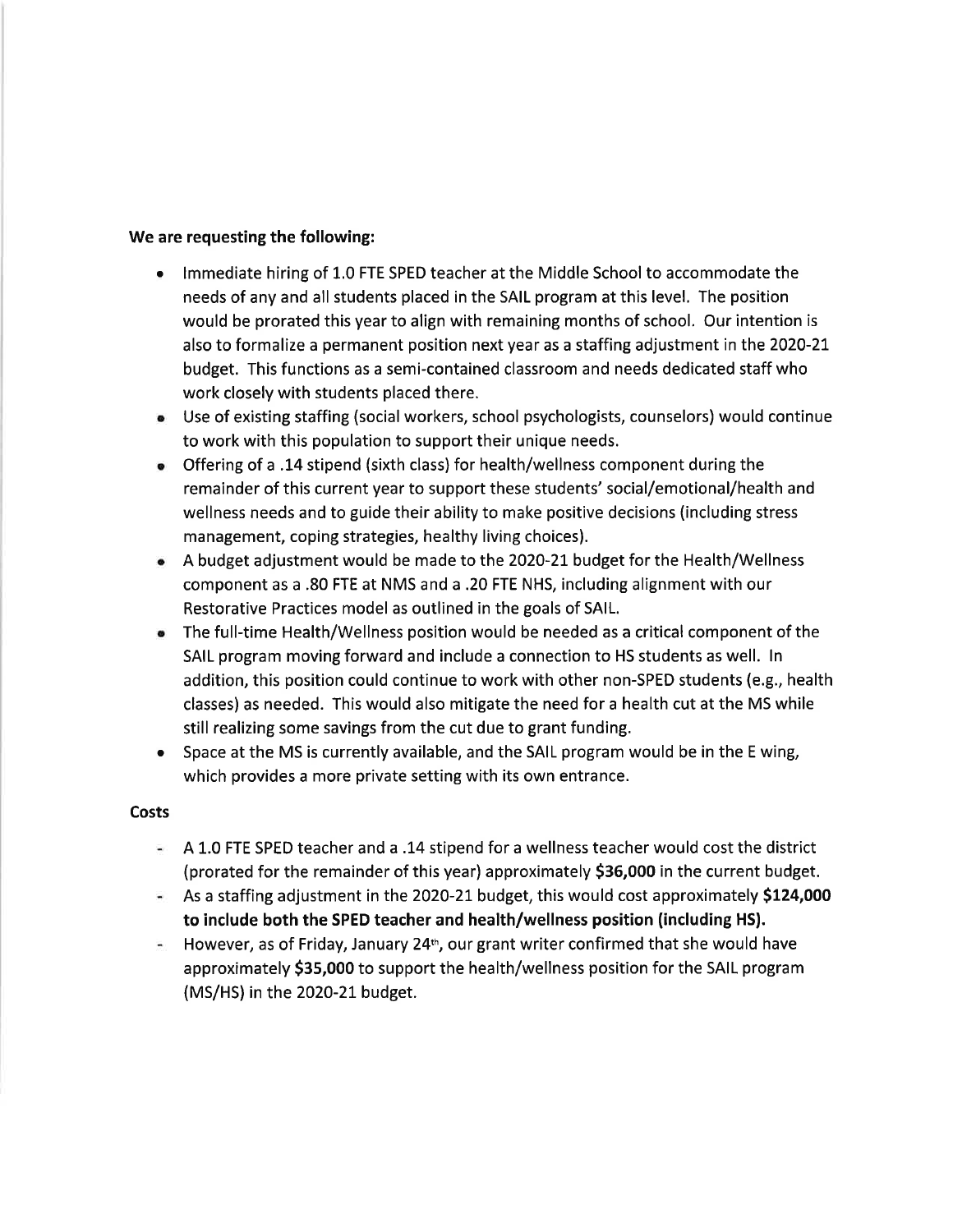**We are requesting the following:**

- Immediate hiring of 1.0 FTE SPED teacher at the Middle School to accommodate the needs of any and all students placed in the SAIL program at this level. The position would be prorated this year to align with remaining months of school. Our intention is also to formalize a permanent position next year as a staffing adjustment in the 2020-21 budget. This functions as a semi-contained classroom and needs dedicated staff who work closely with students placed there.
- Use of existing staffing (social workers, school psychologists, counselors) would continue to work with this population to support their unique needs.
- Offering of a .14 stipend (sixth class) for health/wellness component during the remainder of this current year to support these students' social/emotional/health and wellness needs and to guide their ability to make positive decisions (including stress management, coping strategies, healthy living choices).
- A budget adjustment would be made to the 2020-21 budget for the Health/Wellness component as a .80 FTE at NMS and a .20 FTE NHS, including alignment with our Restorative Practices model as outlined in the goals of SAIL.
- The full-time Health/Wellness position would be needed as a critical component of the SAIL program moving forward and include a connection to HS students as well. In addition, this position could continue to work with other non-SPED students (e.g., health classes) as needed. This would also mitigate the need for a health cut at the MS while still realizing some savings from the cut due to grant funding.
- Space at the MS is currently available, and the SAIL program would be in the E wing, which provides a more private setting with its own entrance.

**Costs**

- A 1.0 FTE SPED teacher and a .14 stipend for a wellness teacher would cost the district (prorated for the remainder of this year) approximately **$36,000** in the current budget.
- As a staffing adjustment in the 2020-21 budget, this would cost approximately **$124,000 to include both the SPED teacher and health/wellness position (including HS).**
- However, as of Friday, January 24th, our grant writer confirmed that she would have approximately **$35,000** to support the health/wellness position for the SAIL program (MS/HS) in the 2020-21 budget.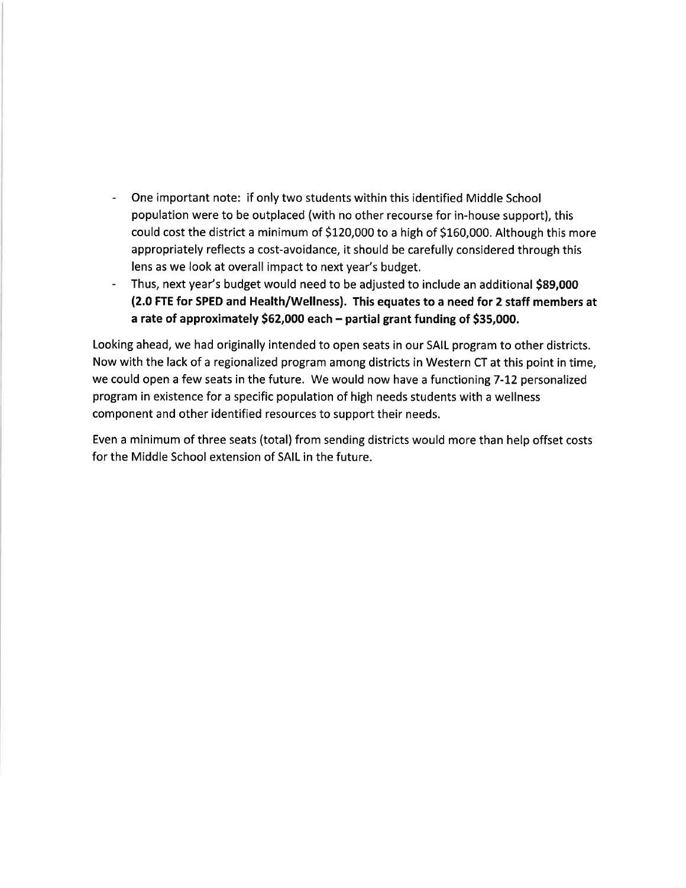- One important note: if only two students within this identified Middle School population were to be outplaced (with no other recourse for in-house support), this could cost the district a minimum of $120,000 to a high of $160,000. Although this more appropriately reflects a cost-avoidance, it should be carefully considered through this lens as we look at overall impact to next year's budget.
- Thus, next year's budget would need to be adjusted to include an additional **$89,000 (2.0 FTE for SPED and Health/Wellness). This equates to a need for 2 staff members at a rate of approximately $62,000 each – partial grant funding of $35,000.**

Looking ahead, we had originally intended to open seats in our SAIL program to other districts. Now with the lack of a regionalized program among districts in Western CT at this point in time, we could open a few seats in the future. We would now have a functioning 7-12 personalized program in existence for a specific population of high needs students with a wellness component and other identified resources to support their needs.

Even a minimum of three seats (total) from sending districts would more than help offset costs for the Middle School extension of SAIL in the future.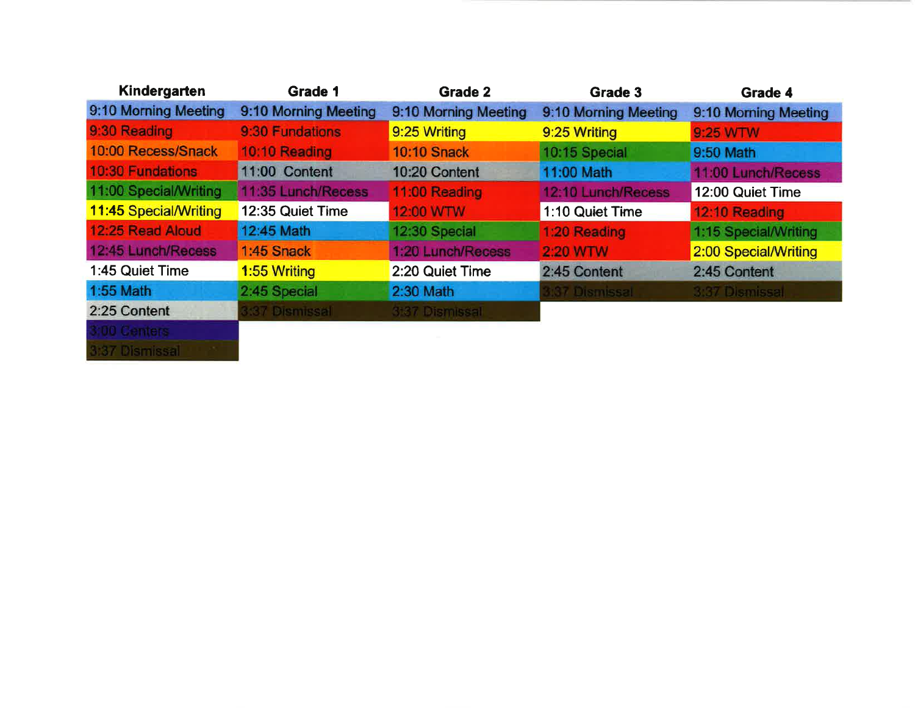| Kindergarten | Grade 1 | Grade 2 | Grade 3 | Grade 4 |
|---|---|---|---|---|
| 9:10 Morning Meeting | 9:10 Morning Meeting | 9:10 Morning Meeting | 9:10 Morning Meeting | 9:10 Morning Meeting |
| 9:30 Reading | 9:30 Fundations | 9:25 Writing | 9:25 Writing | 9:25 WTW |
| 10:00 Recess/Snack | 10:10 Reading | 10:10 Snack | 10:15 Special | 9:50 Math |
| 10:30 Fundations | 11:00 Content | 10:20 Content | 11:00 Math | 11:00 Lunch/Recess |
| 11:00 Special/Writing | 11:35 Lunch/Recess | 11:00 Reading | 12:10 Lunch/Recess | 12:00 Quiet Time |
| 11:45 Special/Writing | 12:35 Quiet Time | 12:00 WTW | 1:10 Quiet Time | 12:10 Reading |
| 12:25 Read Aloud | 12:45 Math | 12:30 Special | 1:20 Reading | 1:15 Special/Writing |
| 12:45 Lunch/Recess | 1:45 Snack | 1:20 Lunch/Recess | 2:20 WTW | 2:00 Special/Writing |
| 1:45 Quiet Time | 1:55 Writing | 2:20 Quiet Time | 2:45 Content | 2:45 Content |
| 1:55 Math | 2:45 Special | 2:30 Math | 3:37 Dismissal | 3:37 Dismissal |
| 2:25 Content | 3:37 Dismissal | 3:37 Dismissal | | |
| 3:00 Centers | | | | |
| 3:37 Dismissal | | | | |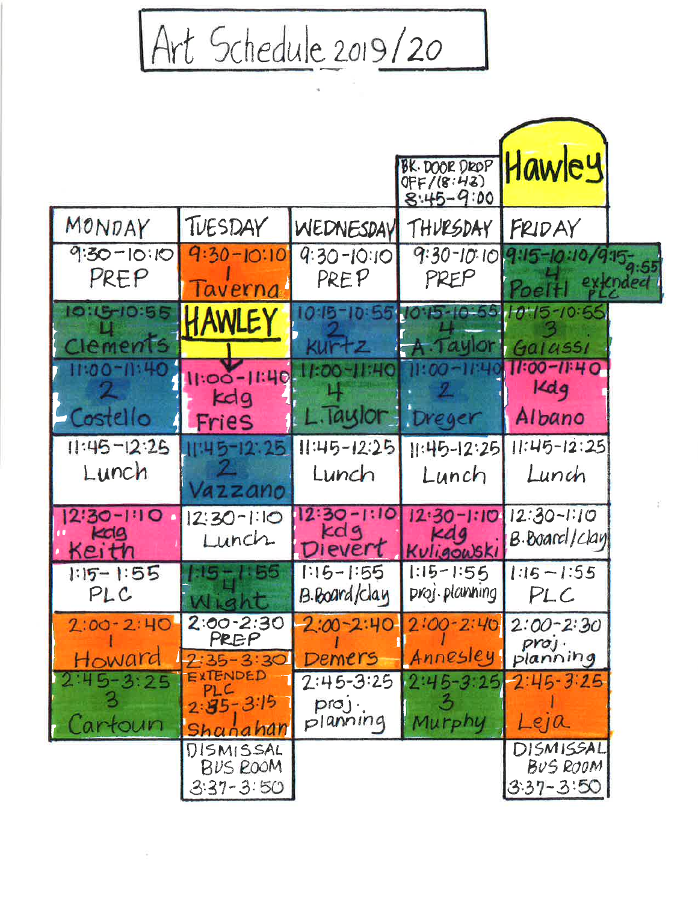# Art Schedule 2019/20

| | | | BK. DOOR DROP OFF/(8:43) 8:45-9:00 | Hawley |
|---|---|---|---|---|
| MONDAY | TUESDAY | WEDNESDAY | THURSDAY | FRIDAY |
| 9:30-10:10 PREP | 9:30-10:10 1 Taverna | 9:30-10:10 PREP | 9:30-10:10 PREP | 9:15-10:10/9:15-9:55 4 Poeltl extended PLC |
| 10:15-10:55 4 Clements | HAWLEY ↓ | 10:15-10:55 2 Kurtz | 10:15-10:55 4 A. Taylor | 10:15-10:55 3 Galassi |
| 11:00-11:40 2 Costello | 11:00-11:40 kdg Fries | 11:00-11:40 4 L. Taylor | 11:00-11:40 2 Dreger | 11:00-11:40 Kdg Albano |
| 11:45-12:25 Lunch | 11:45-12:25 2 Vazzano | 11:45-12:25 Lunch | 11:45-12:25 Lunch | 11:45-12:25 Lunch |
| 12:30-1:10 kdg Keith | 12:30-1:10 Lunch | 12:30-1:10 kdg Dievert | 12:30-1:10 kdg Kuligowski | 12:30-1:10 B.Board/clay |
| 1:15-1:55 PLC | 1:15-1:55 4 Wright | 1:15-1:55 B.Board/clay | 1:15-1:55 proj. planning | 1:15-1:55 PLC |
| 2:00-2:40 1 Howard | 2:00-2:30 PREP / 2:35-3:30 EXTENDED PLC | 2:00-2:40 1 Demers | 2:00-2:40 1 Annesley | 2:00-2:30 proj. planning |
| 2:45-3:25 3 Cartoun | 2:35-3:15 1 Shanahan | 2:45-3:25 proj. planning | 2:45-3:25 3 Murphy | 2:45-3:25 1 Leja |
| | DISMISSAL BUS ROOM 3:37-3:50 | | | DISMISSAL BUS ROOM 3:37-3:50 |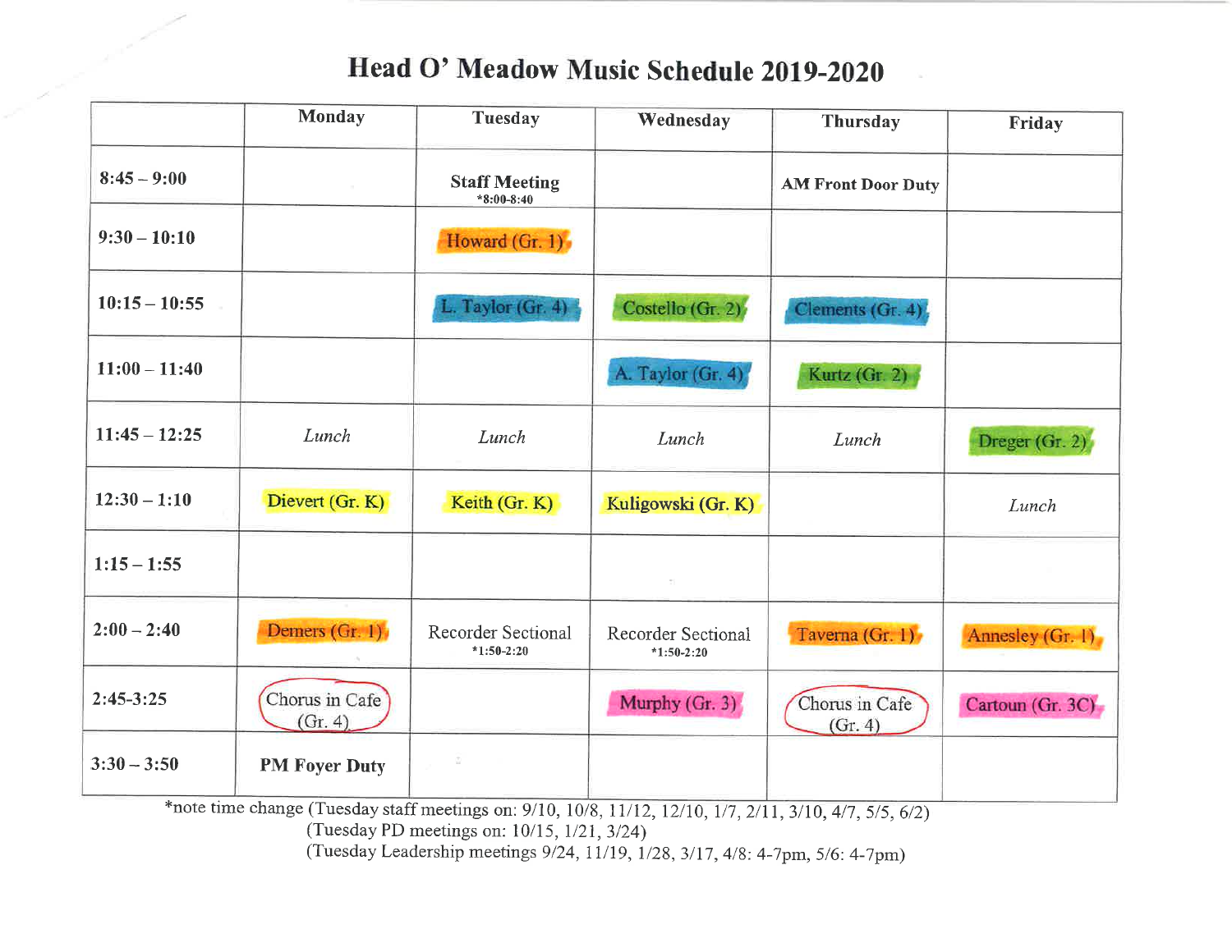# Head O' Meadow Music Schedule 2019-2020

| | Monday | Tuesday | Wednesday | Thursday | Friday |
|---|---|---|---|---|---|
| 8:45 – 9:00 | | **Staff Meeting** *8:00-8:40 | | **AM Front Door Duty** | |
| 9:30 – 10:10 | | Howard (Gr. 1) | | | |
| 10:15 – 10:55 | | L. Taylor (Gr. 4) | Costello (Gr. 2) | Clements (Gr. 4) | |
| 11:00 – 11:40 | | | A. Taylor (Gr. 4) | Kurtz (Gr. 2) | |
| 11:45 – 12:25 | *Lunch* | *Lunch* | *Lunch* | *Lunch* | Dreger (Gr. 2) |
| 12:30 – 1:10 | Dievert (Gr. K) | Keith (Gr. K) | Kuligowski (Gr. K) | | *Lunch* |
| 1:15 – 1:55 | | | | | |
| 2:00 – 2:40 | Demers (Gr. 1) | Recorder Sectional *1:50-2:20 | Recorder Sectional *1:50-2:20 | Taverna (Gr. 1) | Annesley (Gr. 1) |
| 2:45-3:25 | Chorus in Cafe (Gr. 4) | | Murphy (Gr. 3) | Chorus in Cafe (Gr. 4) | Cartoun (Gr. 3C) |
| 3:30 – 3:50 | **PM Foyer Duty** | | | | |

*note time change (Tuesday staff meetings on: 9/10, 10/8, 11/12, 12/10, 1/7, 2/11, 3/10, 4/7, 5/5, 6/2)
(Tuesday PD meetings on: 10/15, 1/21, 3/24)
(Tuesday Leadership meetings 9/24, 11/19, 1/28, 3/17, 4/8: 4-7pm, 5/6: 4-7pm)